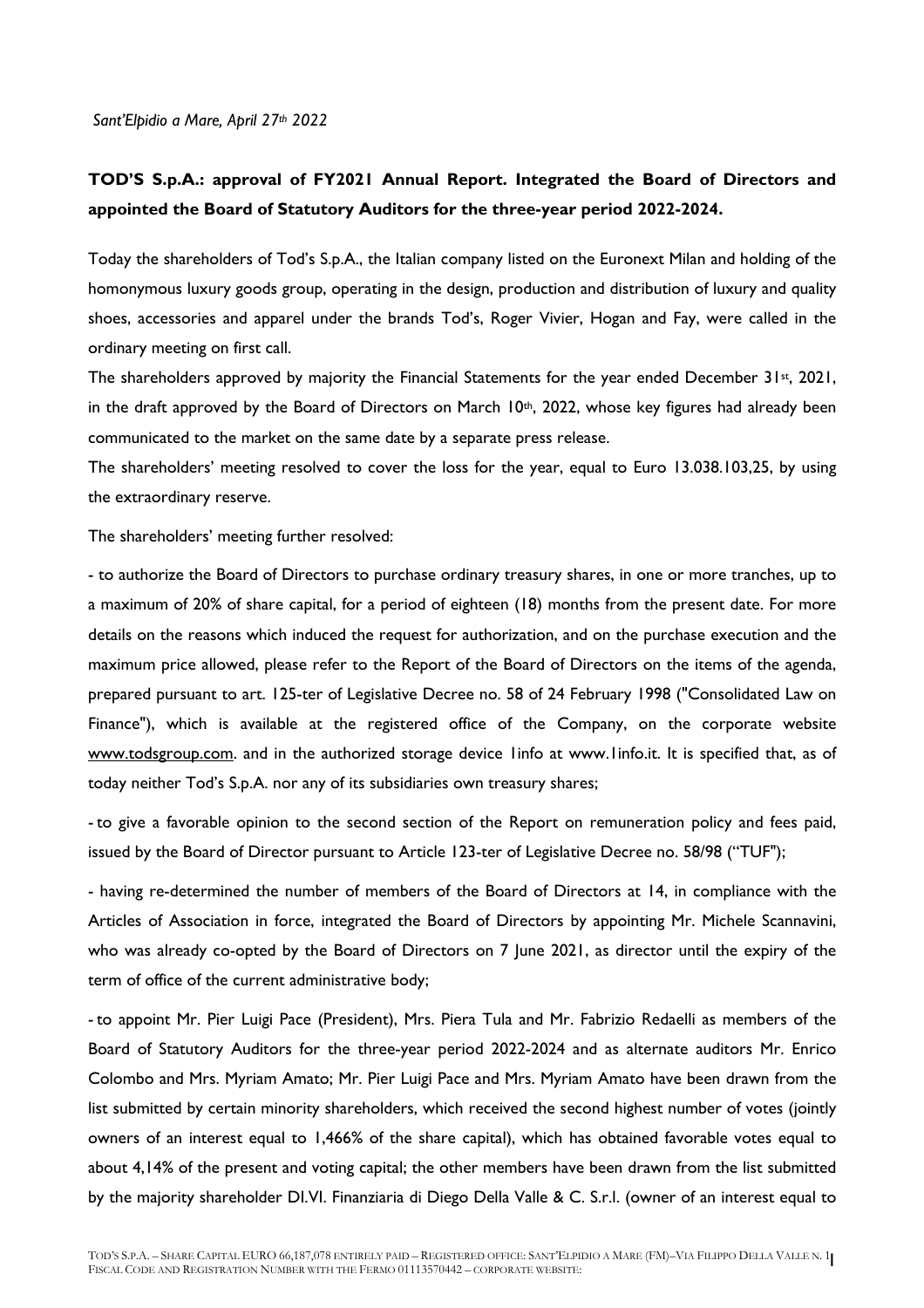*Sant'Elpidio a Mare, April 27th 2022*

**TOD'S S.p.A.: approval of FY2021 Annual Report. Integrated the Board of Directors and appointed the Board of Statutory Auditors for the three-year period 2022-2024.**

Today the shareholders of Tod's S.p.A., the Italian company listed on the Euronext Milan and holding of the homonymous luxury goods group, operating in the design, production and distribution of luxury and quality shoes, accessories and apparel under the brands Tod's, Roger Vivier, Hogan and Fay, were called in the ordinary meeting on first call.

The shareholders approved by majority the Financial Statements for the year ended December 31st, 2021, in the draft approved by the Board of Directors on March 10th, 2022, whose key figures had already been communicated to the market on the same date by a separate press release.

The shareholders' meeting resolved to cover the loss for the year, equal to Euro 13.038.103,25, by using the extraordinary reserve.

The shareholders' meeting further resolved:

- to authorize the Board of Directors to purchase ordinary treasury shares, in one or more tranches, up to a maximum of 20% of share capital, for a period of eighteen (18) months from the present date. For more details on the reasons which induced the request for authorization, and on the purchase execution and the maximum price allowed, please refer to the Report of the Board of Directors on the items of the agenda, prepared pursuant to art. 125-ter of Legislative Decree no. 58 of 24 February 1998 ("Consolidated Law on Finance"), which is available at the registered office of the Company, on the corporate website www.todsgroup.com. and in the authorized storage device 1info at www.1info.it. It is specified that, as of today neither Tod's S.p.A. nor any of its subsidiaries own treasury shares;

- to give a favorable opinion to the second section of the Report on remuneration policy and fees paid, issued by the Board of Director pursuant to Article 123-ter of Legislative Decree no. 58/98 ("TUF");

- having re-determined the number of members of the Board of Directors at 14, in compliance with the Articles of Association in force, integrated the Board of Directors by appointing Mr. Michele Scannavini, who was already co-opted by the Board of Directors on 7 June 2021, as director until the expiry of the term of office of the current administrative body;

- to appoint Mr. Pier Luigi Pace (President), Mrs. Piera Tula and Mr. Fabrizio Redaelli as members of the Board of Statutory Auditors for the three-year period 2022-2024 and as alternate auditors Mr. Enrico Colombo and Mrs. Myriam Amato; Mr. Pier Luigi Pace and Mrs. Myriam Amato have been drawn from the list submitted by certain minority shareholders, which received the second highest number of votes (jointly owners of an interest equal to 1,466% of the share capital), which has obtained favorable votes equal to about 4,14% of the present and voting capital; the other members have been drawn from the list submitted by the majority shareholder DI.VI. Finanziaria di Diego Della Valle & C. S.r.l. (owner of an interest equal to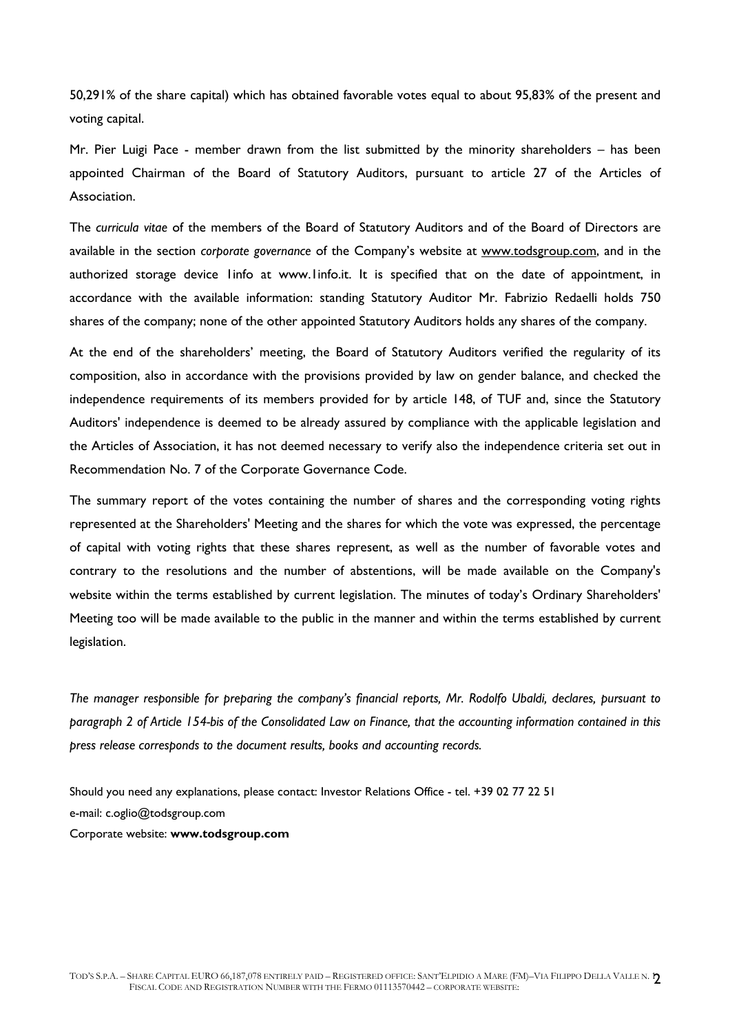50,291% of the share capital) which has obtained favorable votes equal to about 95,83% of the present and voting capital.

Mr. Pier Luigi Pace - member drawn from the list submitted by the minority shareholders – has been appointed Chairman of the Board of Statutory Auditors, pursuant to article 27 of the Articles of Association.

The *curricula vitae* of the members of the Board of Statutory Auditors and of the Board of Directors are available in the section *corporate governance* of the Company's website at www.todsgroup.com, and in the authorized storage device 1info at www.1info.it. It is specified that on the date of appointment, in accordance with the available information: standing Statutory Auditor Mr. Fabrizio Redaelli holds 750 shares of the company; none of the other appointed Statutory Auditors holds any shares of the company.

At the end of the shareholders' meeting, the Board of Statutory Auditors verified the regularity of its composition, also in accordance with the provisions provided by law on gender balance, and checked the independence requirements of its members provided for by article 148, of TUF and, since the Statutory Auditors' independence is deemed to be already assured by compliance with the applicable legislation and the Articles of Association, it has not deemed necessary to verify also the independence criteria set out in Recommendation No. 7 of the Corporate Governance Code.

The summary report of the votes containing the number of shares and the corresponding voting rights represented at the Shareholders' Meeting and the shares for which the vote was expressed, the percentage of capital with voting rights that these shares represent, as well as the number of favorable votes and contrary to the resolutions and the number of abstentions, will be made available on the Company's website within the terms established by current legislation. The minutes of today's Ordinary Shareholders' Meeting too will be made available to the public in the manner and within the terms established by current legislation.

*The manager responsible for preparing the company's financial reports, Mr. Rodolfo Ubaldi, declares, pursuant to paragraph 2 of Article 154-bis of the Consolidated Law on Finance, that the accounting information contained in this press release corresponds to the document results, books and accounting records.*

Should you need any explanations, please contact: Investor Relations Office - tel. +39 02 77 22 51
e-mail: c.oglio@todsgroup.com
Corporate website: **www.todsgroup.com**

TOD'S S.P.A. – SHARE CAPITAL EURO 66,187,078 ENTIRELY PAID – REGISTERED OFFICE: SANT'ELPIDIO A MARE (FM)–VIA FILIPPO DELLA VALLE N. 1
FISCAL CODE AND REGISTRATION NUMBER WITH THE FERMO 01113570442 – CORPORATE WEBSITE: